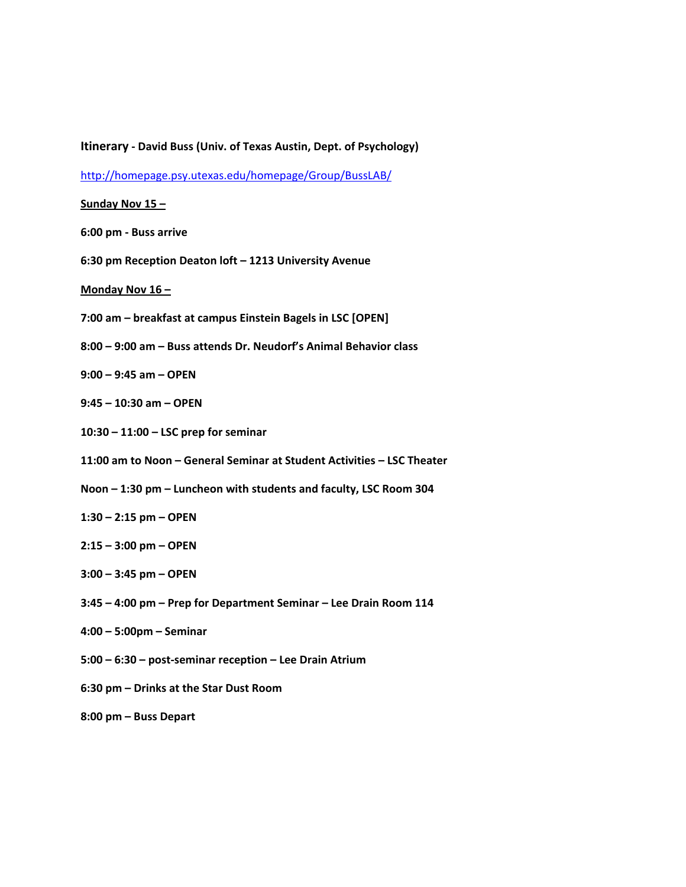**Itinerary - David Buss (Univ. of Texas Austin, Dept. of Psychology)**

http://homepage.psy.utexas.edu/homepage/Group/BussLAB/

**Sunday Nov 15 –**

**6:00 pm - Buss arrive**

**6:30 pm Reception Deaton loft – 1213 University Avenue**

**Monday Nov 16 –**

**7:00 am – breakfast at campus Einstein Bagels in LSC [OPEN]**

**8:00 – 9:00 am – Buss attends Dr. Neudorf's Animal Behavior class**

**9:00 – 9:45 am – OPEN**

**9:45 – 10:30 am – OPEN**

**10:30 – 11:00 – LSC prep for seminar**

**11:00 am to Noon – General Seminar at Student Activities – LSC Theater**

**Noon – 1:30 pm – Luncheon with students and faculty, LSC Room 304**

**1:30 – 2:15 pm – OPEN**

**2:15 – 3:00 pm – OPEN**

**3:00 – 3:45 pm – OPEN**

**3:45 – 4:00 pm – Prep for Department Seminar – Lee Drain Room 114**

**4:00 – 5:00pm – Seminar**

**5:00 – 6:30 – post-seminar reception – Lee Drain Atrium**

**6:30 pm – Drinks at the Star Dust Room**

**8:00 pm – Buss Depart**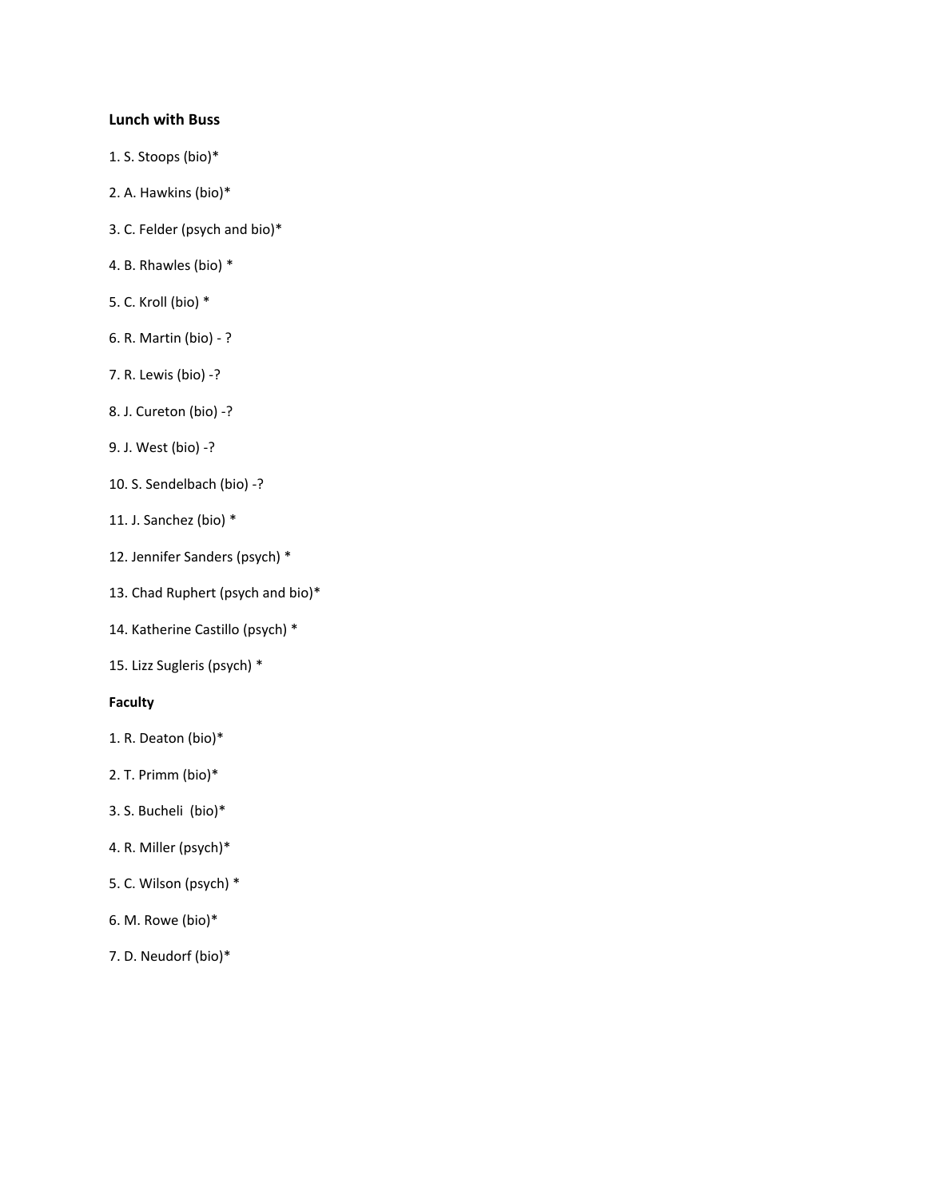**Lunch with Buss**

1. S. Stoops (bio)*

2. A. Hawkins (bio)*

3. C. Felder (psych and bio)*

4. B. Rhawles (bio) *

5. C. Kroll (bio) *

6. R. Martin (bio) - ?

7. R. Lewis (bio) -?

8. J. Cureton (bio) -?

9. J. West (bio) -?

10. S. Sendelbach (bio) -?

11. J. Sanchez (bio) *

12. Jennifer Sanders (psych) *

13. Chad Ruphert (psych and bio)*

14. Katherine Castillo (psych) *

15. Lizz Sugleris (psych) *

**Faculty**

1. R. Deaton (bio)*

2. T. Primm (bio)*

3. S. Bucheli (bio)*

4. R. Miller (psych)*

5. C. Wilson (psych) *

6. M. Rowe (bio)*

7. D. Neudorf (bio)*